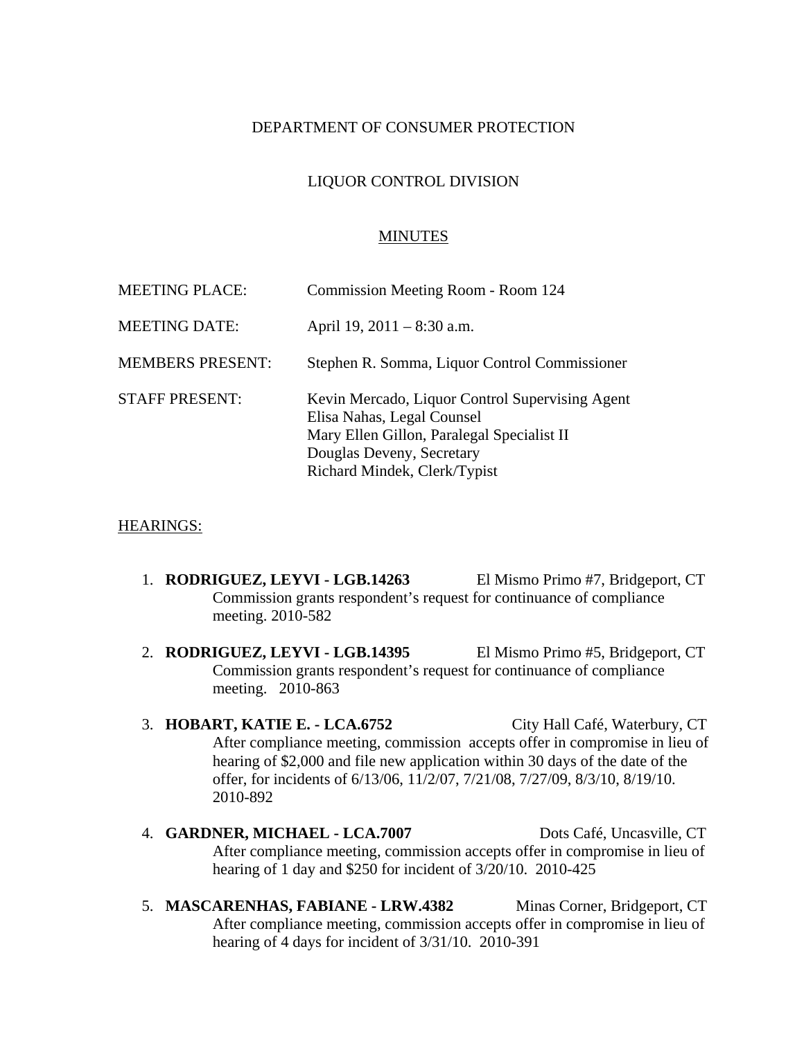DEPARTMENT OF CONSUMER PROTECTION

LIQUOR CONTROL DIVISION

MINUTES

MEETING PLACE: Commission Meeting Room - Room 124

MEETING DATE: April 19, 2011 – 8:30 a.m.

MEMBERS PRESENT: Stephen R. Somma, Liquor Control Commissioner

STAFF PRESENT: Kevin Mercado, Liquor Control Supervising Agent
Elisa Nahas, Legal Counsel
Mary Ellen Gillon, Paralegal Specialist II
Douglas Deveny, Secretary
Richard Mindek, Clerk/Typist

HEARINGS:

1. **RODRIGUEZ, LEYVI - LGB.14263** El Mismo Primo #7, Bridgeport, CT
   Commission grants respondent's request for continuance of compliance meeting. 2010-582

2. **RODRIGUEZ, LEYVI - LGB.14395** El Mismo Primo #5, Bridgeport, CT
   Commission grants respondent's request for continuance of compliance meeting. 2010-863

3. **HOBART, KATIE E. - LCA.6752** City Hall Café, Waterbury, CT
   After compliance meeting, commission accepts offer in compromise in lieu of hearing of $2,000 and file new application within 30 days of the date of the offer, for incidents of 6/13/06, 11/2/07, 7/21/08, 7/27/09, 8/3/10, 8/19/10. 2010-892

4. **GARDNER, MICHAEL - LCA.7007** Dots Café, Uncasville, CT
   After compliance meeting, commission accepts offer in compromise in lieu of hearing of 1 day and $250 for incident of 3/20/10. 2010-425

5. **MASCARENHAS, FABIANE - LRW.4382** Minas Corner, Bridgeport, CT
   After compliance meeting, commission accepts offer in compromise in lieu of hearing of 4 days for incident of 3/31/10. 2010-391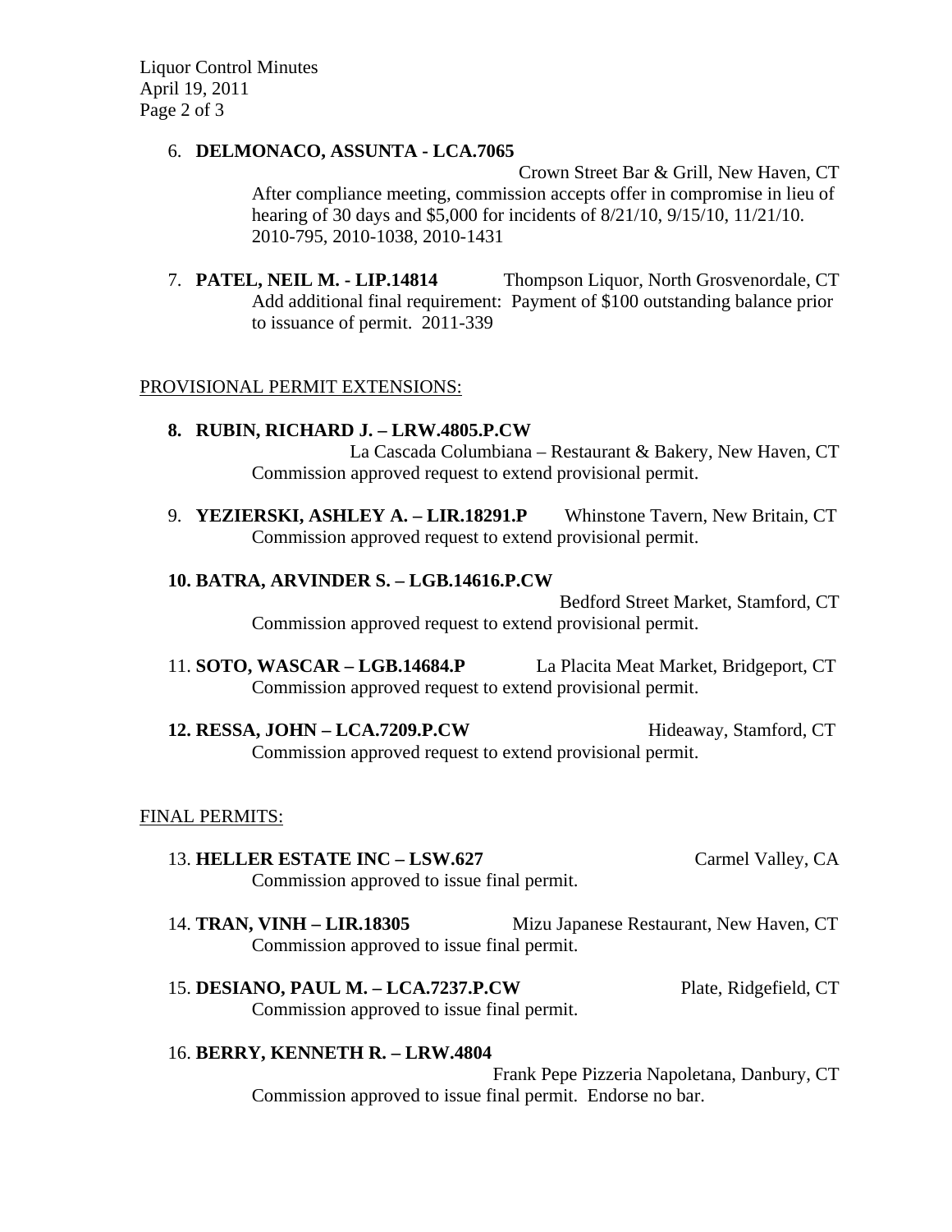6. **DELMONACO, ASSUNTA - LCA.7065**
   Crown Street Bar & Grill, New Haven, CT
   After compliance meeting, commission accepts offer in compromise in lieu of hearing of 30 days and $5,000 for incidents of 8/21/10, 9/15/10, 11/21/10. 2010-795, 2010-1038, 2010-1431

7. **PATEL, NEIL M. - LIP.14814** Thompson Liquor, North Grosvenordale, CT
   Add additional final requirement: Payment of $100 outstanding balance prior to issuance of permit. 2011-339

## PROVISIONAL PERMIT EXTENSIONS:

8. **RUBIN, RICHARD J. – LRW.4805.P.CW**
   La Cascada Columbiana – Restaurant & Bakery, New Haven, CT
   Commission approved request to extend provisional permit.

9. **YEZIERSKI, ASHLEY A. – LIR.18291.P** Whinstone Tavern, New Britain, CT
   Commission approved request to extend provisional permit.

10. **BATRA, ARVINDER S. – LGB.14616.P.CW**
    Bedford Street Market, Stamford, CT
    Commission approved request to extend provisional permit.

11. **SOTO, WASCAR – LGB.14684.P** La Placita Meat Market, Bridgeport, CT
    Commission approved request to extend provisional permit.

12. **RESSA, JOHN – LCA.7209.P.CW** Hideaway, Stamford, CT
    Commission approved request to extend provisional permit.

## FINAL PERMITS:

13. **HELLER ESTATE INC – LSW.627** Carmel Valley, CA
    Commission approved to issue final permit.

14. **TRAN, VINH – LIR.18305** Mizu Japanese Restaurant, New Haven, CT
    Commission approved to issue final permit.

15. **DESIANO, PAUL M. – LCA.7237.P.CW** Plate, Ridgefield, CT
    Commission approved to issue final permit.

16. **BERRY, KENNETH R. – LRW.4804**
    Frank Pepe Pizzeria Napoletana, Danbury, CT
    Commission approved to issue final permit. Endorse no bar.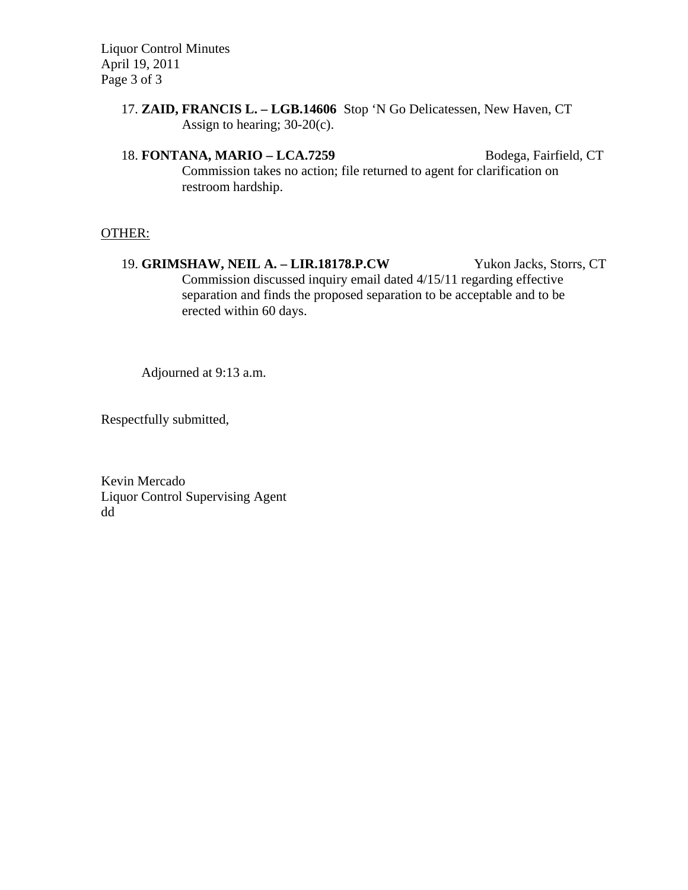17. **ZAID, FRANCIS L. – LGB.14606** Stop 'N Go Delicatessen, New Haven, CT
    Assign to hearing; 30-20(c).

18. **FONTANA, MARIO – LCA.7259** Bodega, Fairfield, CT
    Commission takes no action; file returned to agent for clarification on restroom hardship.

<u>OTHER:</u>

19. **GRIMSHAW, NEIL A. – LIR.18178.P.CW** Yukon Jacks, Storrs, CT
    Commission discussed inquiry email dated 4/15/11 regarding effective separation and finds the proposed separation to be acceptable and to be erected within 60 days.

Adjourned at 9:13 a.m.

Respectfully submitted,

Kevin Mercado
Liquor Control Supervising Agent
dd